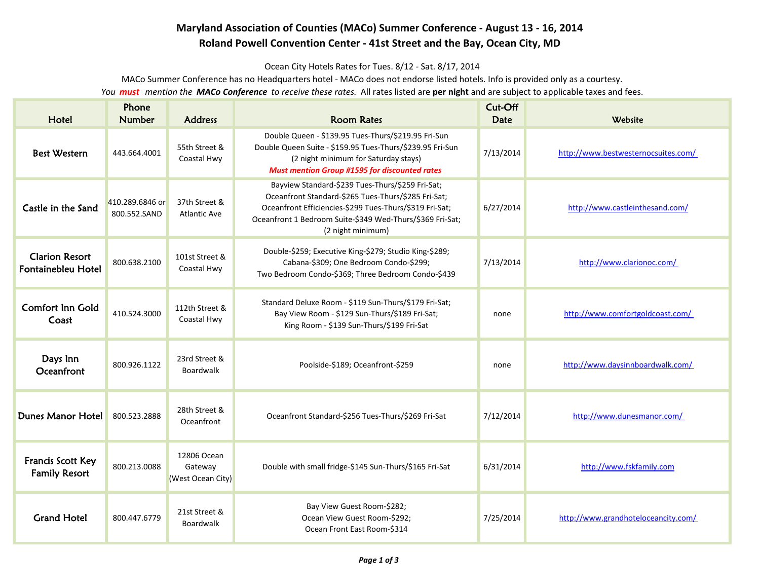# Maryland Association of Counties (MACo) Summer Conference - August 13 - 16, 2014

## Roland Powell Convention Center - 41st Street and the Bay, Ocean City, MD

Ocean City Hotels Rates for Tues. 8/12 - Sat. 8/17, 2014

MACo Summer Conference has no Headquarters hotel - MACo does not endorse listed hotels. Info is provided only as a courtesy.

*You **must** mention the **MACo Conference** to receive these rates.* All rates listed are **per night** and are subject to applicable taxes and fees.

| Hotel | Phone Number | Address | Room Rates | Cut-Off Date | Website |
|---|---|---|---|---|---|
| Best Western | 443.664.4001 | 55th Street & Coastal Hwy | Double Queen - $139.95 Tues-Thurs/$219.95 Fri-Sun<br>Double Queen Suite - $159.95 Tues-Thurs/$239.95 Fri-Sun<br>(2 night minimum for Saturday stays)<br>***Must mention Group #1595 for discounted rates*** | 7/13/2014 | http://www.bestwesternocsuites.com/ |
| Castle in the Sand | 410.289.6846 or 800.552.SAND | 37th Street & Atlantic Ave | Bayview Standard-$239 Tues-Thurs/$259 Fri-Sat;<br>Oceanfront Standard-$265 Tues-Thurs/$285 Fri-Sat;<br>Oceanfront Efficiencies-$299 Tues-Thurs/$319 Fri-Sat;<br>Oceanfront 1 Bedroom Suite-$349 Wed-Thurs/$369 Fri-Sat;<br>(2 night minimum) | 6/27/2014 | http://www.castleinthesand.com/ |
| Clarion Resort Fontainebleu Hotel | 800.638.2100 | 101st Street & Coastal Hwy | Double-$259; Executive King-$279; Studio King-$289;<br>Cabana-$309; One Bedroom Condo-$299;<br>Two Bedroom Condo-$369; Three Bedroom Condo-$439 | 7/13/2014 | http://www.clarionoc.com/ |
| Comfort Inn Gold Coast | 410.524.3000 | 112th Street & Coastal Hwy | Standard Deluxe Room - $119 Sun-Thurs/$179 Fri-Sat;<br>Bay View Room - $129 Sun-Thurs/$189 Fri-Sat;<br>King Room - $139 Sun-Thurs/$199 Fri-Sat | none | http://www.comfortgoldcoast.com/ |
| Days Inn Oceanfront | 800.926.1122 | 23rd Street & Boardwalk | Poolside-$189; Oceanfront-$259 | none | http://www.daysinnboardwalk.com/ |
| Dunes Manor Hotel | 800.523.2888 | 28th Street & Oceanfront | Oceanfront Standard-$256 Tues-Thurs/$269 Fri-Sat | 7/12/2014 | http://www.dunesmanor.com/ |
| Francis Scott Key Family Resort | 800.213.0088 | 12806 Ocean Gateway (West Ocean City) | Double with small fridge-$145 Sun-Thurs/$165 Fri-Sat | 6/31/2014 | http://www.fskfamily.com |
| Grand Hotel | 800.447.6779 | 21st Street & Boardwalk | Bay View Guest Room-$282;<br>Ocean View Guest Room-$292;<br>Ocean Front East Room-$314 | 7/25/2014 | http://www.grandhoteloceancity.com/ |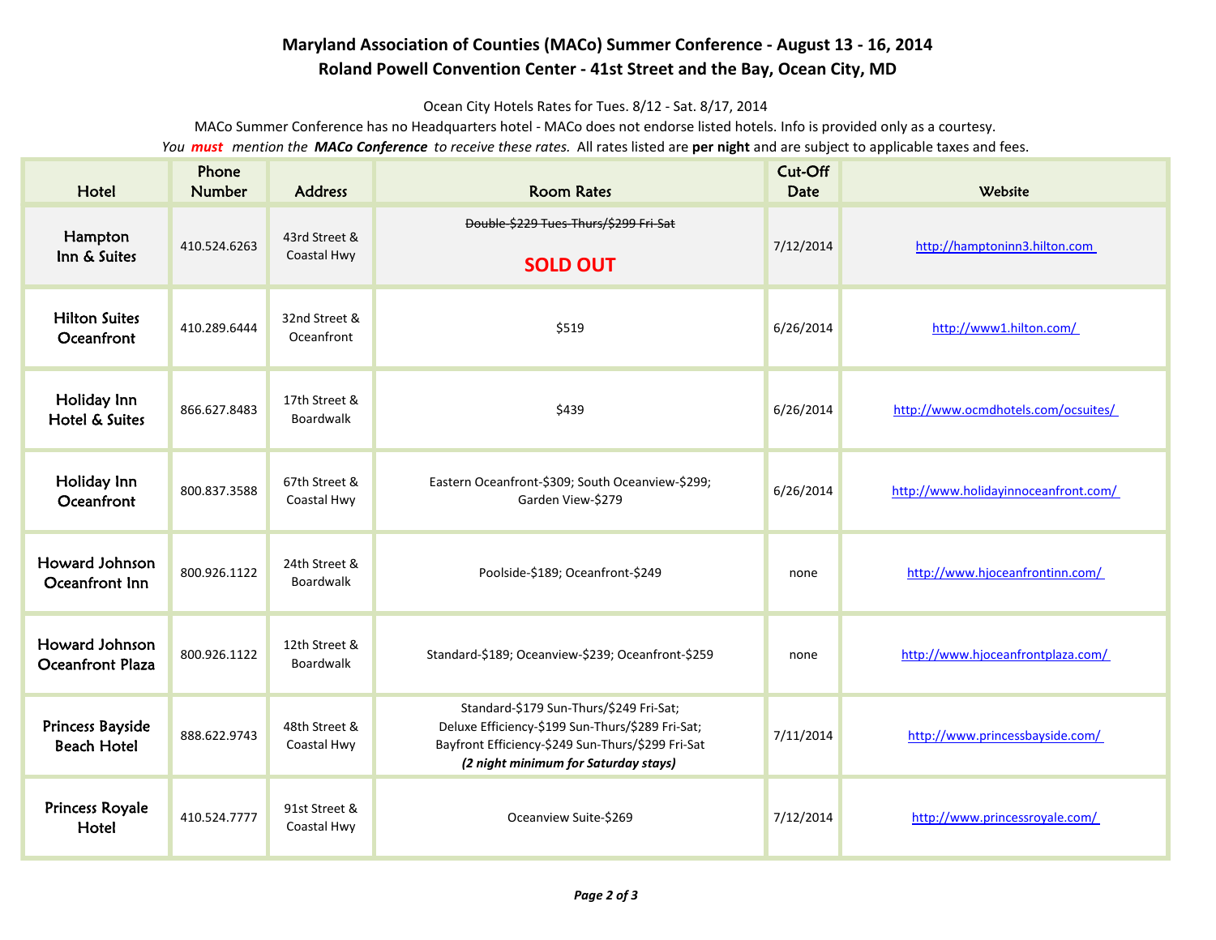# Maryland Association of Counties (MACo) Summer Conference - August 13 - 16, 2014

## Roland Powell Convention Center - 41st Street and the Bay, Ocean City, MD

Ocean City Hotels Rates for Tues. 8/12 - Sat. 8/17, 2014

MACo Summer Conference has no Headquarters hotel - MACo does not endorse listed hotels. Info is provided only as a courtesy.

*You **must** mention the **MACo Conference** to receive these rates.* All rates listed are **per night** and are subject to applicable taxes and fees.

| Hotel | Phone Number | Address | Room Rates | Cut-Off Date | Website |
|---|---|---|---|---|---|
| Hampton Inn & Suites | 410.524.6263 | 43rd Street & Coastal Hwy | ~~Double-$229 Tues-Thurs/$299 Fri-Sat~~ **SOLD OUT** | 7/12/2014 | http://hamptoninn3.hilton.com |
| Hilton Suites Oceanfront | 410.289.6444 | 32nd Street & Oceanfront | $519 | 6/26/2014 | http://www1.hilton.com/ |
| Holiday Inn Hotel & Suites | 866.627.8483 | 17th Street & Boardwalk | $439 | 6/26/2014 | http://www.ocmdhotels.com/ocsuites/ |
| Holiday Inn Oceanfront | 800.837.3588 | 67th Street & Coastal Hwy | Eastern Oceanfront-$309; South Oceanview-$299; Garden View-$279 | 6/26/2014 | http://www.holidayinnoceanfront.com/ |
| Howard Johnson Oceanfront Inn | 800.926.1122 | 24th Street & Boardwalk | Poolside-$189; Oceanfront-$249 | none | http://www.hjoceanfrontinn.com/ |
| Howard Johnson Oceanfront Plaza | 800.926.1122 | 12th Street & Boardwalk | Standard-$189; Oceanview-$239; Oceanfront-$259 | none | http://www.hjoceanfrontplaza.com/ |
| Princess Bayside Beach Hotel | 888.622.9743 | 48th Street & Coastal Hwy | Standard-$179 Sun-Thurs/$249 Fri-Sat; Deluxe Efficiency-$199 Sun-Thurs/$289 Fri-Sat; Bayfront Efficiency-$249 Sun-Thurs/$299 Fri-Sat ***(2 night minimum for Saturday stays)*** | 7/11/2014 | http://www.princessbayside.com/ |
| Princess Royale Hotel | 410.524.7777 | 91st Street & Coastal Hwy | Oceanview Suite-$269 | 7/12/2014 | http://www.princessroyale.com/ |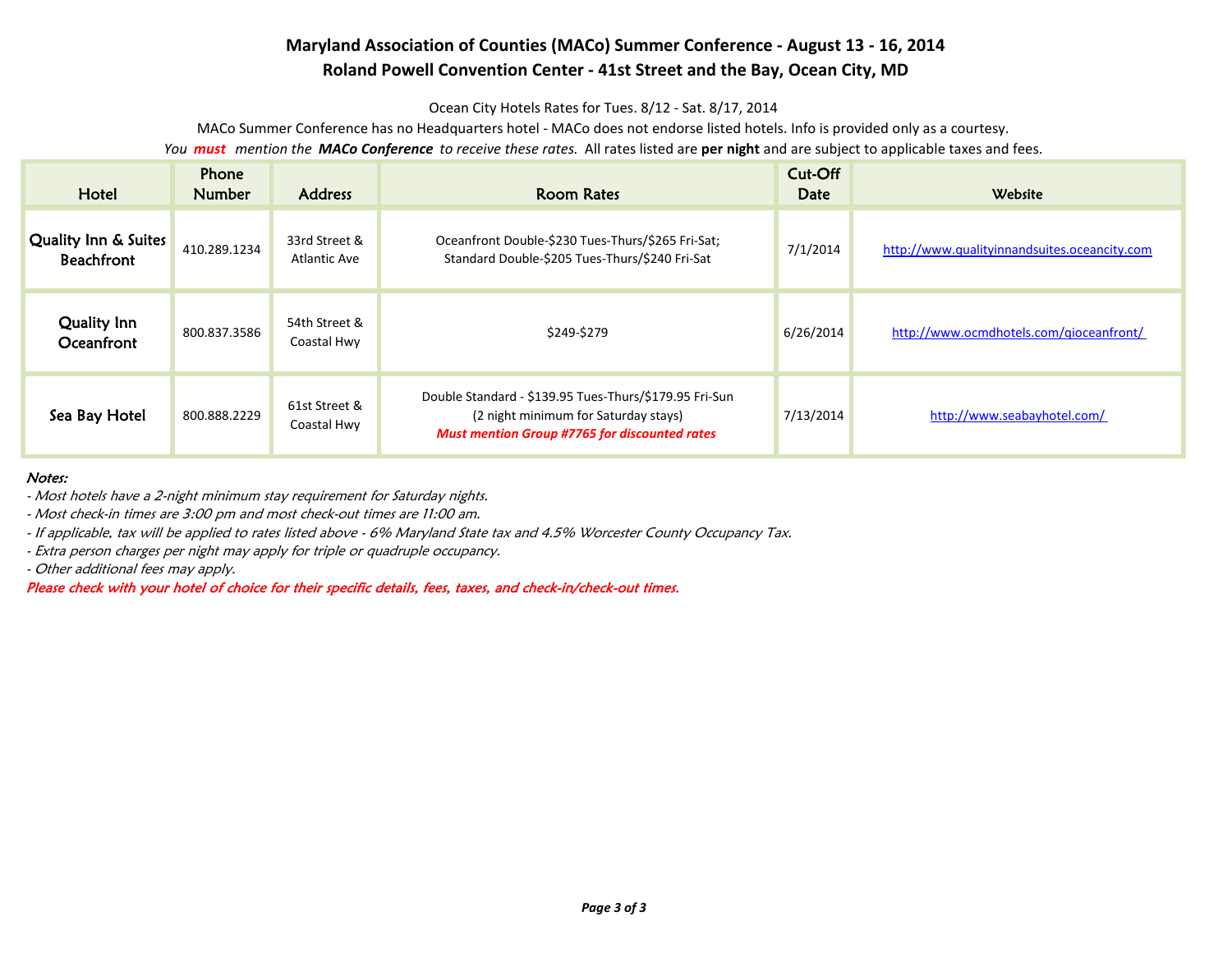# Maryland Association of Counties (MACo) Summer Conference - August 13 - 16, 2014

## Roland Powell Convention Center - 41st Street and the Bay, Ocean City, MD

Ocean City Hotels Rates for Tues. 8/12 - Sat. 8/17, 2014

MACo Summer Conference has no Headquarters hotel - MACo does not endorse listed hotels. Info is provided only as a courtesy.

*You **must** mention the **MACo Conference** to receive these rates.* All rates listed are **per night** and are subject to applicable taxes and fees.

| Hotel | Phone Number | Address | Room Rates | Cut-Off Date | Website |
|---|---|---|---|---|---|
| Quality Inn & Suites Beachfront | 410.289.1234 | 33rd Street & Atlantic Ave | Oceanfront Double-$230 Tues-Thurs/$265 Fri-Sat; Standard Double-$205 Tues-Thurs/$240 Fri-Sat | 7/1/2014 | http://www.qualityinnandsuites.oceancity.com |
| Quality Inn Oceanfront | 800.837.3586 | 54th Street & Coastal Hwy | $249-$279 | 6/26/2014 | http://www.ocmdhotels.com/qioceanfront/ |
| Sea Bay Hotel | 800.888.2229 | 61st Street & Coastal Hwy | Double Standard - $139.95 Tues-Thurs/$179.95 Fri-Sun (2 night minimum for Saturday stays) ***Must mention Group #7765 for discounted rates*** | 7/13/2014 | http://www.seabayhotel.com/ |

***Notes:***

- *Most hotels have a 2-night minimum stay requirement for Saturday nights.*
- *Most check-in times are 3:00 pm and most check-out times are 11:00 am.*
- *If applicable, tax will be applied to rates listed above - 6% Maryland State tax and 4.5% Worcester County Occupancy Tax.*
- *Extra person charges per night may apply for triple or quadruple occupancy.*
- *Other additional fees may apply.*

***Please check with your hotel of choice for their specific details, fees, taxes, and check-in/check-out times.***